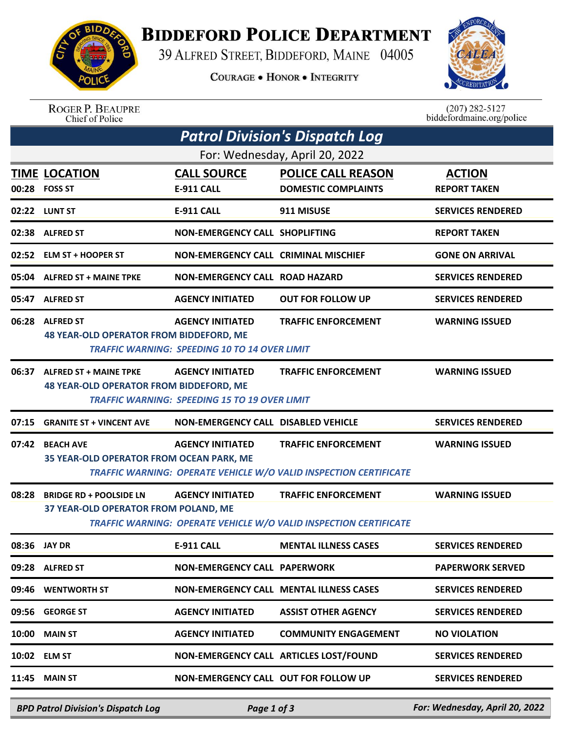# Biddeford Police Department

39 Alfred Street, Biddeford, Maine 04005

Courage • Honor • Integrity

Roger P. Beaupre
Chief of Police

(207) 282-5127
biddefordmaine.org/police

## *Patrol Division's Dispatch Log*

For: Wednesday, April 20, 2022

| TIME | LOCATION | CALL SOURCE | POLICE CALL REASON | ACTION |
|---|---|---|---|---|
| 00:28 | FOSS ST | E-911 CALL | DOMESTIC COMPLAINTS | REPORT TAKEN |
| 02:22 | LUNT ST | E-911 CALL | 911 MISUSE | SERVICES RENDERED |
| 02:38 | ALFRED ST | NON-EMERGENCY CALL | SHOPLIFTING | REPORT TAKEN |
| 02:52 | ELM ST + HOOPER ST | NON-EMERGENCY CALL | CRIMINAL MISCHIEF | GONE ON ARRIVAL |
| 05:04 | ALFRED ST + MAINE TPKE | NON-EMERGENCY CALL | ROAD HAZARD | SERVICES RENDERED |
| 05:47 | ALFRED ST | AGENCY INITIATED | OUT FOR FOLLOW UP | SERVICES RENDERED |
| 06:28 | ALFRED ST<br>48 YEAR-OLD OPERATOR FROM BIDDEFORD, ME<br>*TRAFFIC WARNING: SPEEDING 10 TO 14 OVER LIMIT* | AGENCY INITIATED | TRAFFIC ENFORCEMENT | WARNING ISSUED |
| 06:37 | ALFRED ST + MAINE TPKE<br>48 YEAR-OLD OPERATOR FROM BIDDEFORD, ME<br>*TRAFFIC WARNING: SPEEDING 15 TO 19 OVER LIMIT* | AGENCY INITIATED | TRAFFIC ENFORCEMENT | WARNING ISSUED |
| 07:15 | GRANITE ST + VINCENT AVE | NON-EMERGENCY CALL | DISABLED VEHICLE | SERVICES RENDERED |
| 07:42 | BEACH AVE<br>35 YEAR-OLD OPERATOR FROM OCEAN PARK, ME<br>*TRAFFIC WARNING: OPERATE VEHICLE W/O VALID INSPECTION CERTIFICATE* | AGENCY INITIATED | TRAFFIC ENFORCEMENT | WARNING ISSUED |
| 08:28 | BRIDGE RD + POOLSIDE LN<br>37 YEAR-OLD OPERATOR FROM POLAND, ME<br>*TRAFFIC WARNING: OPERATE VEHICLE W/O VALID INSPECTION CERTIFICATE* | AGENCY INITIATED | TRAFFIC ENFORCEMENT | WARNING ISSUED |
| 08:36 | JAY DR | E-911 CALL | MENTAL ILLNESS CASES | SERVICES RENDERED |
| 09:28 | ALFRED ST | NON-EMERGENCY CALL | PAPERWORK | PAPERWORK SERVED |
| 09:46 | WENTWORTH ST | NON-EMERGENCY CALL | MENTAL ILLNESS CASES | SERVICES RENDERED |
| 09:56 | GEORGE ST | AGENCY INITIATED | ASSIST OTHER AGENCY | SERVICES RENDERED |
| 10:00 | MAIN ST | AGENCY INITIATED | COMMUNITY ENGAGEMENT | NO VIOLATION |
| 10:02 | ELM ST | NON-EMERGENCY CALL | ARTICLES LOST/FOUND | SERVICES RENDERED |
| 11:45 | MAIN ST | NON-EMERGENCY CALL | OUT FOR FOLLOW UP | SERVICES RENDERED |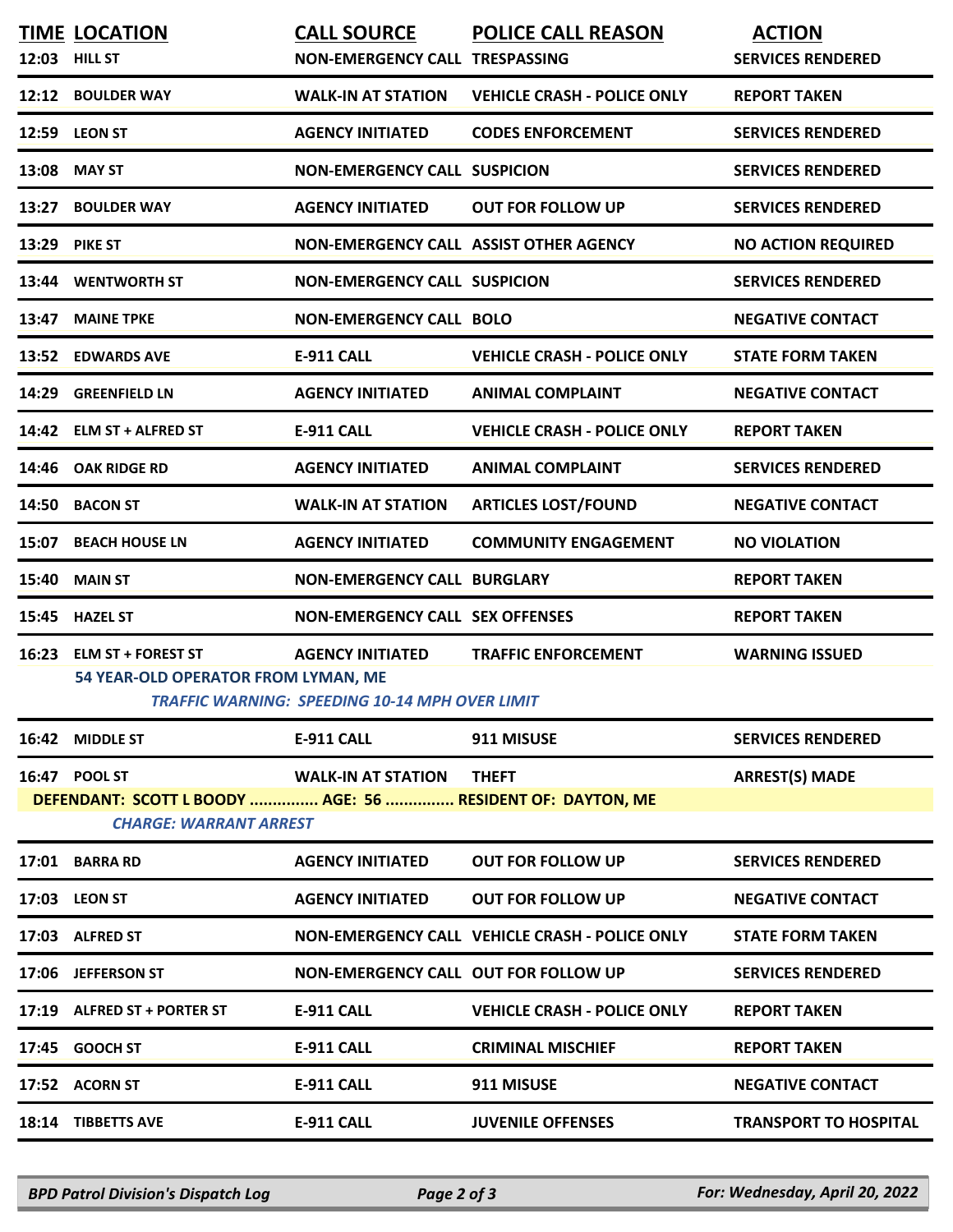| TIME | LOCATION | CALL SOURCE | POLICE CALL REASON | ACTION |
|---|---|---|---|---|
| 12:03 | HILL ST | NON-EMERGENCY CALL | TRESPASSING | SERVICES RENDERED |
| 12:12 | BOULDER WAY | WALK-IN AT STATION | VEHICLE CRASH - POLICE ONLY | REPORT TAKEN |
| 12:59 | LEON ST | AGENCY INITIATED | CODES ENFORCEMENT | SERVICES RENDERED |
| 13:08 | MAY ST | NON-EMERGENCY CALL | SUSPICION | SERVICES RENDERED |
| 13:27 | BOULDER WAY | AGENCY INITIATED | OUT FOR FOLLOW UP | SERVICES RENDERED |
| 13:29 | PIKE ST | NON-EMERGENCY CALL | ASSIST OTHER AGENCY | NO ACTION REQUIRED |
| 13:44 | WENTWORTH ST | NON-EMERGENCY CALL | SUSPICION | SERVICES RENDERED |
| 13:47 | MAINE TPKE | NON-EMERGENCY CALL | BOLO | NEGATIVE CONTACT |
| 13:52 | EDWARDS AVE | E-911 CALL | VEHICLE CRASH - POLICE ONLY | STATE FORM TAKEN |
| 14:29 | GREENFIELD LN | AGENCY INITIATED | ANIMAL COMPLAINT | NEGATIVE CONTACT |
| 14:42 | ELM ST + ALFRED ST | E-911 CALL | VEHICLE CRASH - POLICE ONLY | REPORT TAKEN |
| 14:46 | OAK RIDGE RD | AGENCY INITIATED | ANIMAL COMPLAINT | SERVICES RENDERED |
| 14:50 | BACON ST | WALK-IN AT STATION | ARTICLES LOST/FOUND | NEGATIVE CONTACT |
| 15:07 | BEACH HOUSE LN | AGENCY INITIATED | COMMUNITY ENGAGEMENT | NO VIOLATION |
| 15:40 | MAIN ST | NON-EMERGENCY CALL | BURGLARY | REPORT TAKEN |
| 15:45 | HAZEL ST | NON-EMERGENCY CALL | SEX OFFENSES | REPORT TAKEN |
| 16:23 | ELM ST + FOREST ST | AGENCY INITIATED | TRAFFIC ENFORCEMENT | WARNING ISSUED |
| | 54 YEAR-OLD OPERATOR FROM LYMAN, ME<br>*TRAFFIC WARNING: SPEEDING 10-14 MPH OVER LIMIT* | | | |
| 16:42 | MIDDLE ST | E-911 CALL | 911 MISUSE | SERVICES RENDERED |
| 16:47 | POOL ST | WALK-IN AT STATION | THEFT | ARREST(S) MADE |
| | DEFENDANT: SCOTT L BOODY ............... AGE: 56 ............... RESIDENT OF: DAYTON, ME<br>*CHARGE: WARRANT ARREST* | | | |
| 17:01 | BARRA RD | AGENCY INITIATED | OUT FOR FOLLOW UP | SERVICES RENDERED |
| 17:03 | LEON ST | AGENCY INITIATED | OUT FOR FOLLOW UP | NEGATIVE CONTACT |
| 17:03 | ALFRED ST | NON-EMERGENCY CALL | VEHICLE CRASH - POLICE ONLY | STATE FORM TAKEN |
| 17:06 | JEFFERSON ST | NON-EMERGENCY CALL | OUT FOR FOLLOW UP | SERVICES RENDERED |
| 17:19 | ALFRED ST + PORTER ST | E-911 CALL | VEHICLE CRASH - POLICE ONLY | REPORT TAKEN |
| 17:45 | GOOCH ST | E-911 CALL | CRIMINAL MISCHIEF | REPORT TAKEN |
| 17:52 | ACORN ST | E-911 CALL | 911 MISUSE | NEGATIVE CONTACT |
| 18:14 | TIBBETTS AVE | E-911 CALL | JUVENILE OFFENSES | TRANSPORT TO HOSPITAL |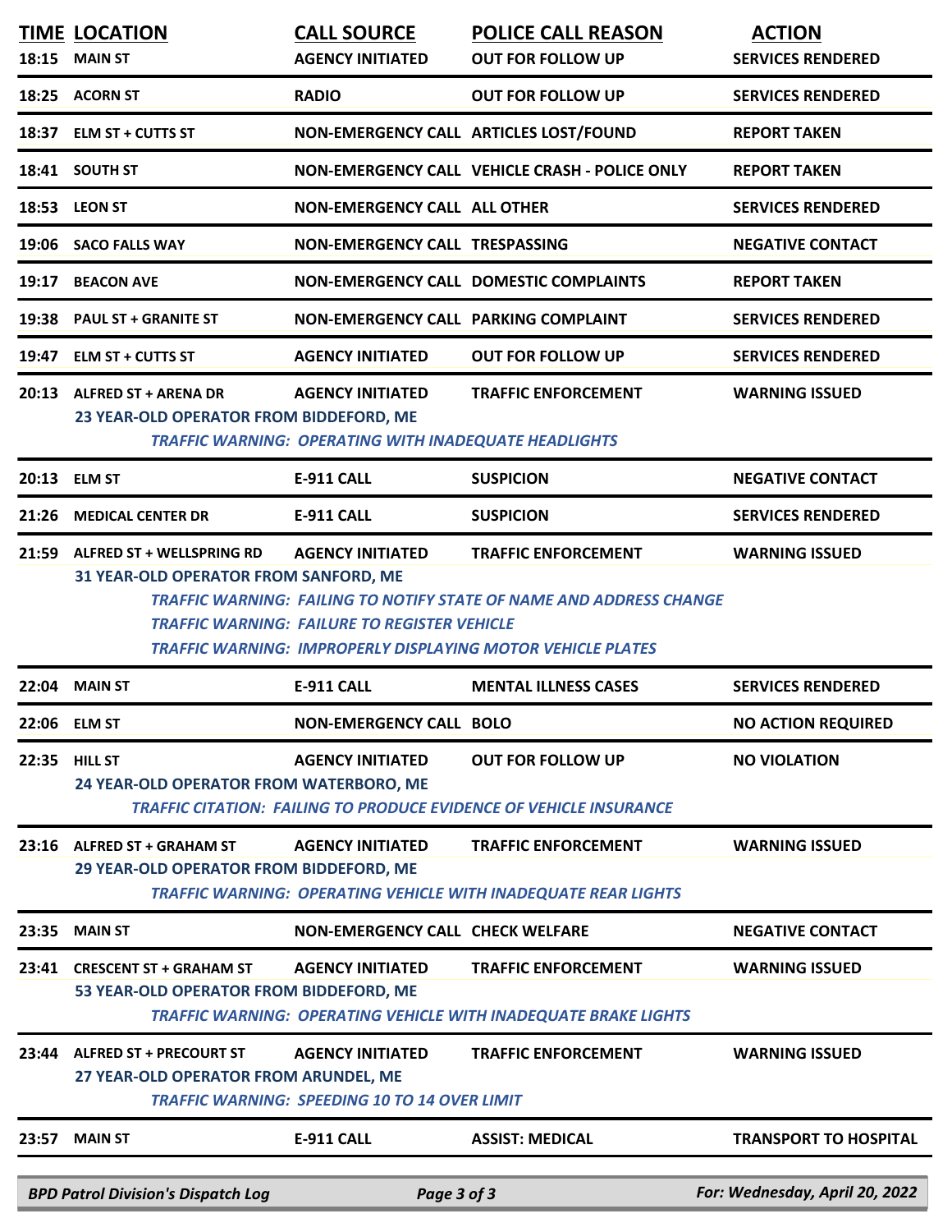| TIME | LOCATION | CALL SOURCE | POLICE CALL REASON | ACTION |
|---|---|---|---|---|
| 18:15 | MAIN ST | AGENCY INITIATED | OUT FOR FOLLOW UP | SERVICES RENDERED |
| 18:25 | ACORN ST | RADIO | OUT FOR FOLLOW UP | SERVICES RENDERED |
| 18:37 | ELM ST + CUTTS ST | NON-EMERGENCY CALL | ARTICLES LOST/FOUND | REPORT TAKEN |
| 18:41 | SOUTH ST | NON-EMERGENCY CALL | VEHICLE CRASH - POLICE ONLY | REPORT TAKEN |
| 18:53 | LEON ST | NON-EMERGENCY CALL | ALL OTHER | SERVICES RENDERED |
| 19:06 | SACO FALLS WAY | NON-EMERGENCY CALL | TRESPASSING | NEGATIVE CONTACT |
| 19:17 | BEACON AVE | NON-EMERGENCY CALL | DOMESTIC COMPLAINTS | REPORT TAKEN |
| 19:38 | PAUL ST + GRANITE ST | NON-EMERGENCY CALL | PARKING COMPLAINT | SERVICES RENDERED |
| 19:47 | ELM ST + CUTTS ST | AGENCY INITIATED | OUT FOR FOLLOW UP | SERVICES RENDERED |
| 20:13 | ALFRED ST + ARENA DR | AGENCY INITIATED | TRAFFIC ENFORCEMENT | WARNING ISSUED |
| | 23 YEAR-OLD OPERATOR FROM BIDDEFORD, ME<br>*TRAFFIC WARNING: OPERATING WITH INADEQUATE HEADLIGHTS* | | | |
| 20:13 | ELM ST | E-911 CALL | SUSPICION | NEGATIVE CONTACT |
| 21:26 | MEDICAL CENTER DR | E-911 CALL | SUSPICION | SERVICES RENDERED |
| 21:59 | ALFRED ST + WELLSPRING RD | AGENCY INITIATED | TRAFFIC ENFORCEMENT | WARNING ISSUED |
| | 31 YEAR-OLD OPERATOR FROM SANFORD, ME<br>*TRAFFIC WARNING: FAILING TO NOTIFY STATE OF NAME AND ADDRESS CHANGE*<br>*TRAFFIC WARNING: FAILURE TO REGISTER VEHICLE*<br>*TRAFFIC WARNING: IMPROPERLY DISPLAYING MOTOR VEHICLE PLATES* | | | |
| 22:04 | MAIN ST | E-911 CALL | MENTAL ILLNESS CASES | SERVICES RENDERED |
| 22:06 | ELM ST | NON-EMERGENCY CALL | BOLO | NO ACTION REQUIRED |
| 22:35 | HILL ST | AGENCY INITIATED | OUT FOR FOLLOW UP | NO VIOLATION |
| | 24 YEAR-OLD OPERATOR FROM WATERBORO, ME<br>*TRAFFIC CITATION: FAILING TO PRODUCE EVIDENCE OF VEHICLE INSURANCE* | | | |
| 23:16 | ALFRED ST + GRAHAM ST | AGENCY INITIATED | TRAFFIC ENFORCEMENT | WARNING ISSUED |
| | 29 YEAR-OLD OPERATOR FROM BIDDEFORD, ME<br>*TRAFFIC WARNING: OPERATING VEHICLE WITH INADEQUATE REAR LIGHTS* | | | |
| 23:35 | MAIN ST | NON-EMERGENCY CALL | CHECK WELFARE | NEGATIVE CONTACT |
| 23:41 | CRESCENT ST + GRAHAM ST | AGENCY INITIATED | TRAFFIC ENFORCEMENT | WARNING ISSUED |
| | 53 YEAR-OLD OPERATOR FROM BIDDEFORD, ME<br>*TRAFFIC WARNING: OPERATING VEHICLE WITH INADEQUATE BRAKE LIGHTS* | | | |
| 23:44 | ALFRED ST + PRECOURT ST | AGENCY INITIATED | TRAFFIC ENFORCEMENT | WARNING ISSUED |
| | 27 YEAR-OLD OPERATOR FROM ARUNDEL, ME<br>*TRAFFIC WARNING: SPEEDING 10 TO 14 OVER LIMIT* | | | |
| 23:57 | MAIN ST | E-911 CALL | ASSIST: MEDICAL | TRANSPORT TO HOSPITAL |

*BPD Patrol Division's Dispatch Log* — For: Wednesday, April 20, 2022